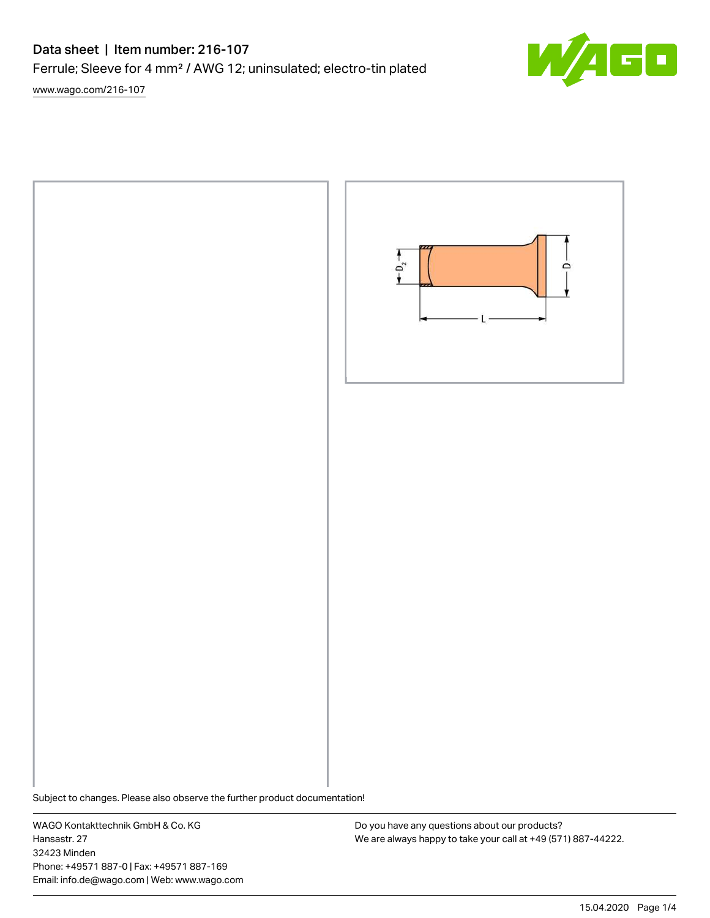# Data sheet | Item number: 216-107

Ferrule; Sleeve for 4 mm² / AWG 12; uninsulated; electro-tin plated

www.wago.com/216-107

Subject to changes. Please also observe the further product documentation!

WAGO Kontakttechnik GmbH & Co. KG
Hansastr. 27
32423 Minden
Phone: +49571 887-0 | Fax: +49571 887-169
Email: info.de@wago.com | Web: www.wago.com

Do you have any questions about our products?
We are always happy to take your call at +49 (571) 887-44222.

15.04.2020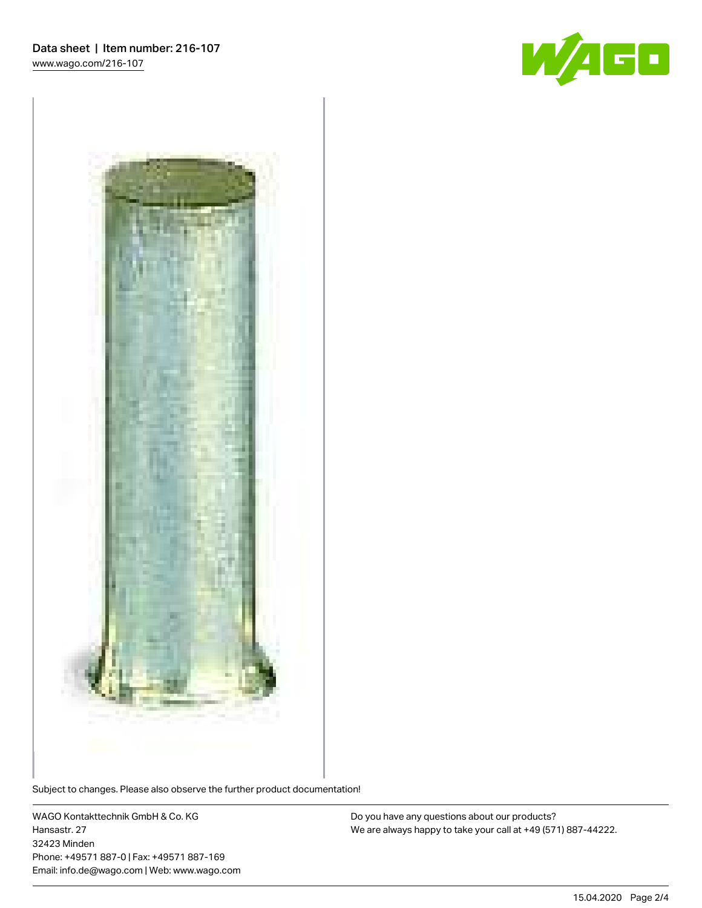Subject to changes. Please also observe the further product documentation!

WAGO Kontakttechnik GmbH & Co. KG
Hansastr. 27
32423 Minden
Phone: +49571 887-0 | Fax: +49571 887-169
Email: info.de@wago.com | Web: www.wago.com

Do you have any questions about our products?
We are always happy to take your call at +49 (571) 887-44222.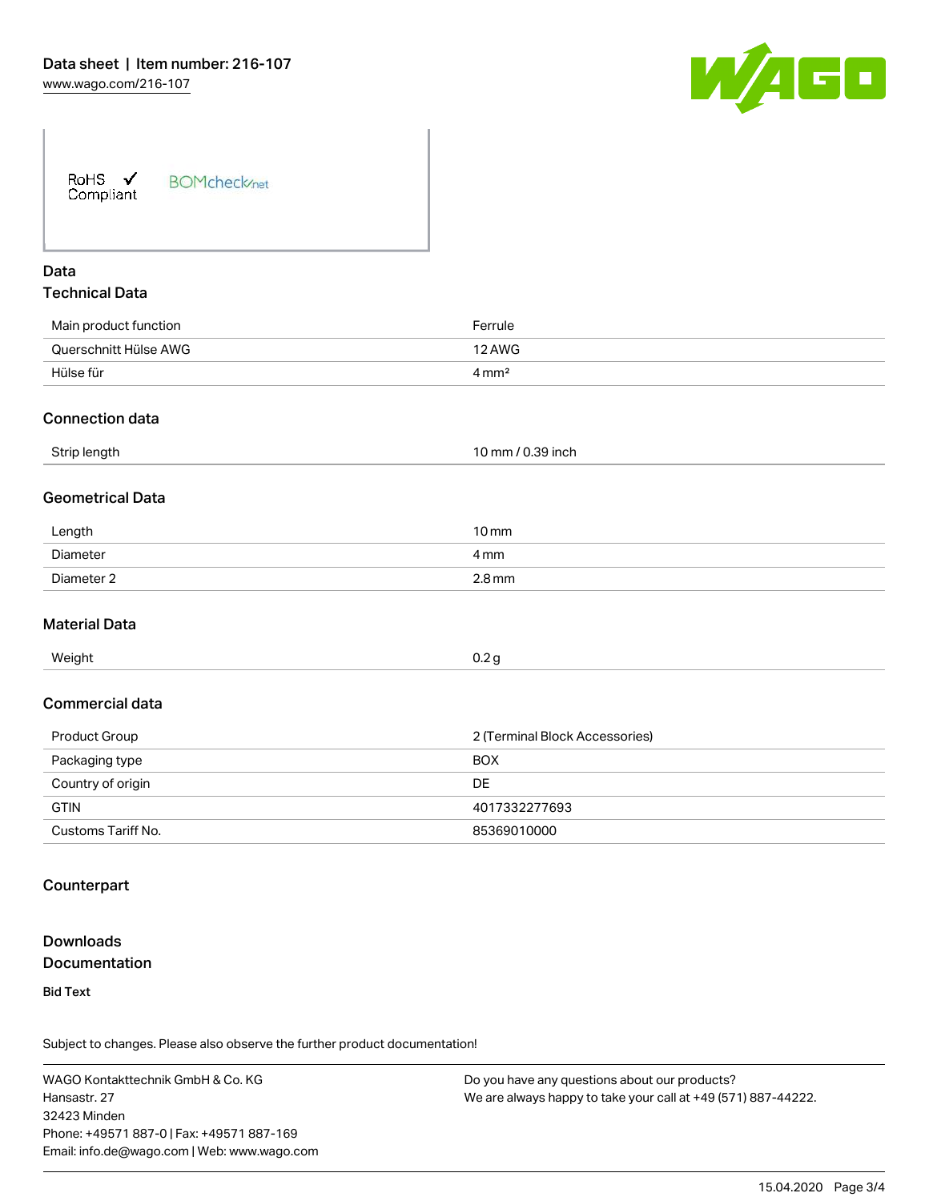RoHS ✓ Compliant   BOMcheck.net

## Data

### Technical Data

| | |
|---|---|
| Main product function | Ferrule |
| Querschnitt Hülse AWG | 12 AWG |
| Hülse für | 4 mm² |

### Connection data

| | |
|---|---|
| Strip length | 10 mm / 0.39 inch |

### Geometrical Data

| | |
|---|---|
| Length | 10 mm |
| Diameter | 4 mm |
| Diameter 2 | 2.8 mm |

### Material Data

| | |
|---|---|
| Weight | 0.2 g |

### Commercial data

| | |
|---|---|
| Product Group | 2 (Terminal Block Accessories) |
| Packaging type | BOX |
| Country of origin | DE |
| GTIN | 4017332277693 |
| Customs Tariff No. | 85369010000 |

### Counterpart

## Downloads

### Documentation

**Bid Text**

Subject to changes. Please also observe the further product documentation!

WAGO Kontakttechnik GmbH & Co. KG
Hansastr. 27
32423 Minden
Phone: +49571 887-0 | Fax: +49571 887-169
Email: info.de@wago.com | Web: www.wago.com

Do you have any questions about our products?
We are always happy to take your call at +49 (571) 887-44222.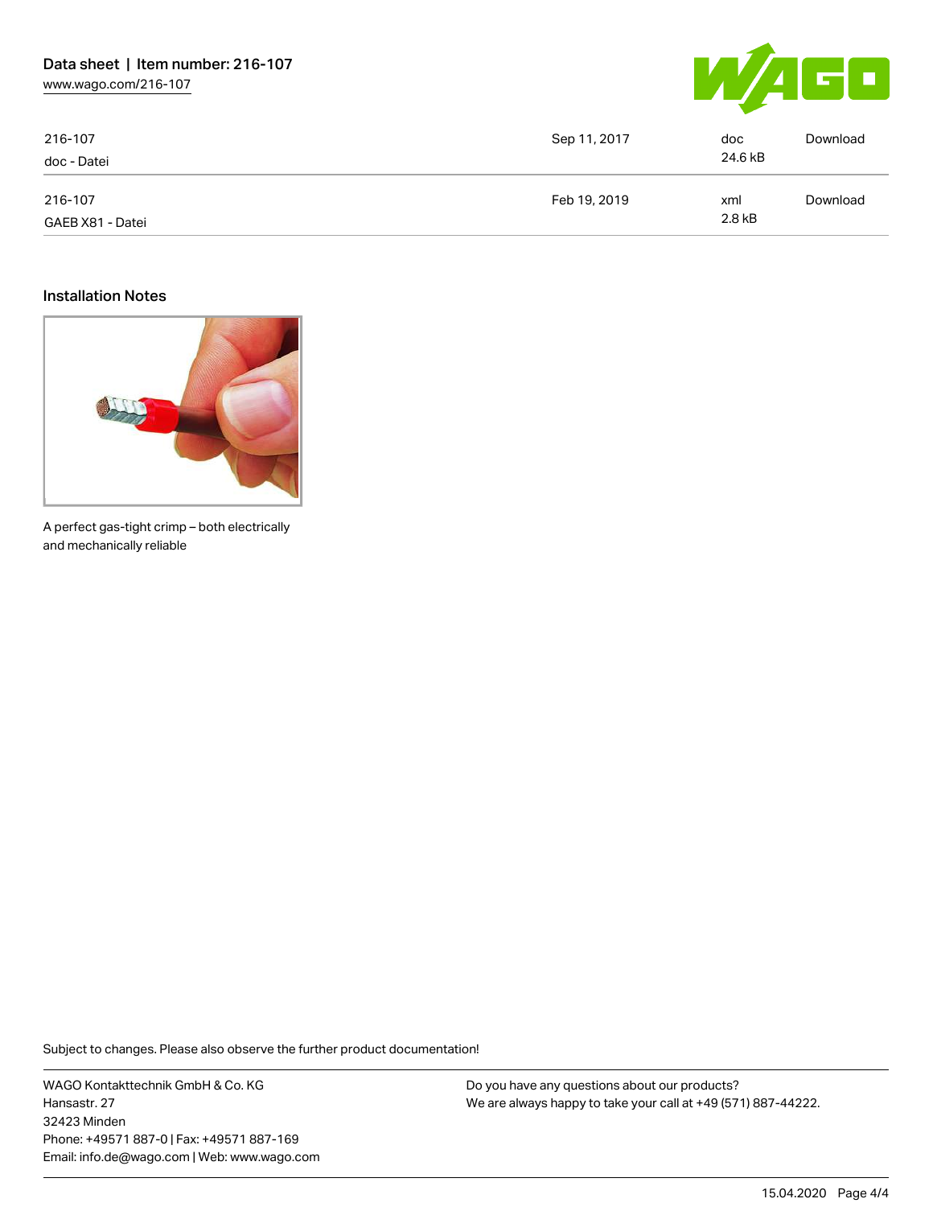| | | | |
|---|---|---|---|
| 216-107<br>doc - Datei | Sep 11, 2017 | doc<br>24.6 kB | Download |
| 216-107<br>GAEB X81 - Datei | Feb 19, 2019 | xml<br>2.8 kB | Download |

## Installation Notes

A perfect gas-tight crimp – both electrically and mechanically reliable

Subject to changes. Please also observe the further product documentation!

WAGO Kontakttechnik GmbH & Co. KG
Hansastr. 27
32423 Minden
Phone: +49571 887-0 | Fax: +49571 887-169
Email: info.de@wago.com | Web: www.wago.com

Do you have any questions about our products?
We are always happy to take your call at +49 (571) 887-44222.